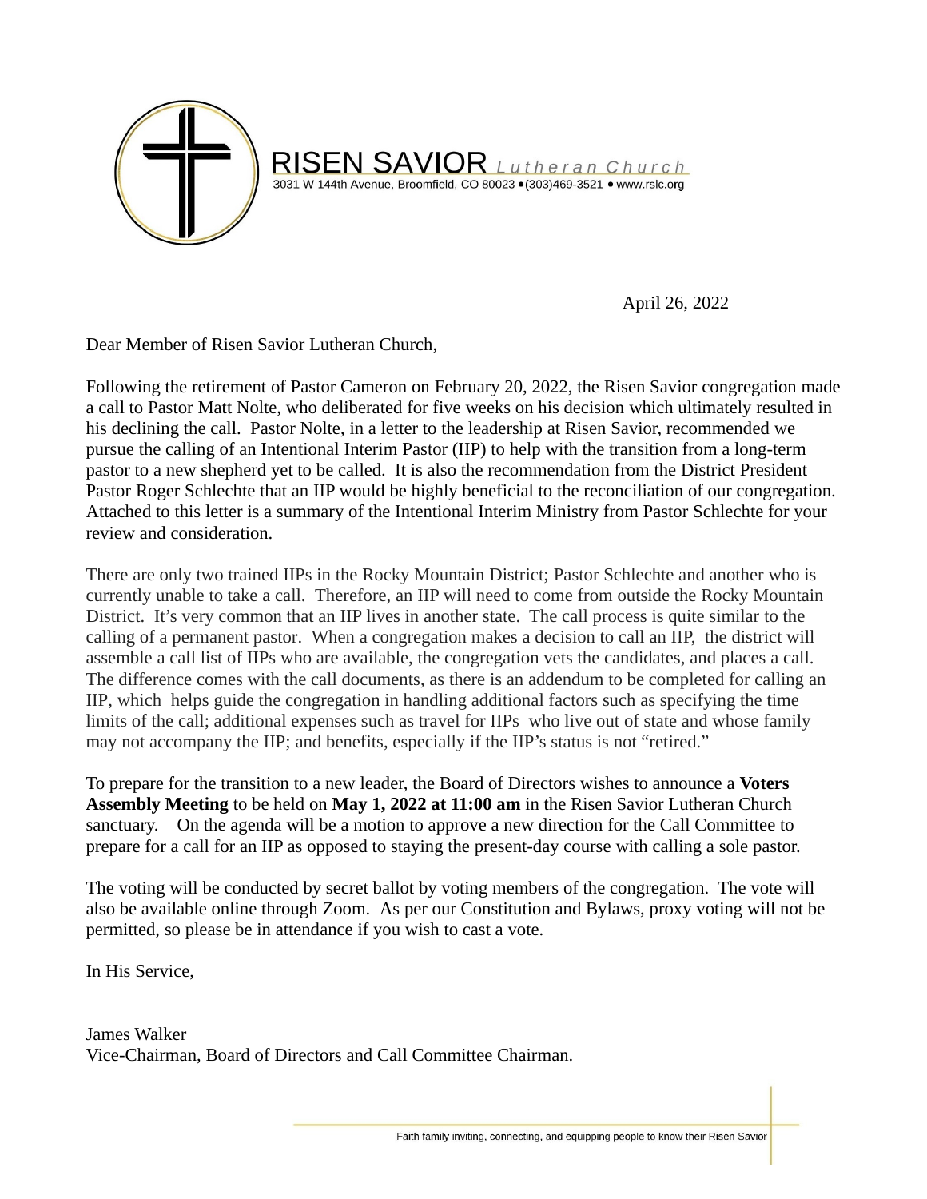RISEN SAVIOR *Lutheran Church*

3031 W 144th Avenue, Broomfield, CO 80023 • (303)469-3521 • www.rslc.org

April 26, 2022

Dear Member of Risen Savior Lutheran Church,

Following the retirement of Pastor Cameron on February 20, 2022, the Risen Savior congregation made a call to Pastor Matt Nolte, who deliberated for five weeks on his decision which ultimately resulted in his declining the call. Pastor Nolte, in a letter to the leadership at Risen Savior, recommended we pursue the calling of an Intentional Interim Pastor (IIP) to help with the transition from a long-term pastor to a new shepherd yet to be called. It is also the recommendation from the District President Pastor Roger Schlechte that an IIP would be highly beneficial to the reconciliation of our congregation. Attached to this letter is a summary of the Intentional Interim Ministry from Pastor Schlechte for your review and consideration.

There are only two trained IIPs in the Rocky Mountain District; Pastor Schlechte and another who is currently unable to take a call. Therefore, an IIP will need to come from outside the Rocky Mountain District. It's very common that an IIP lives in another state. The call process is quite similar to the calling of a permanent pastor. When a congregation makes a decision to call an IIP, the district will assemble a call list of IIPs who are available, the congregation vets the candidates, and places a call. The difference comes with the call documents, as there is an addendum to be completed for calling an IIP, which helps guide the congregation in handling additional factors such as specifying the time limits of the call; additional expenses such as travel for IIPs who live out of state and whose family may not accompany the IIP; and benefits, especially if the IIP's status is not "retired."

To prepare for the transition to a new leader, the Board of Directors wishes to announce a **Voters Assembly Meeting** to be held on **May 1, 2022 at 11:00 am** in the Risen Savior Lutheran Church sanctuary. On the agenda will be a motion to approve a new direction for the Call Committee to prepare for a call for an IIP as opposed to staying the present-day course with calling a sole pastor.

The voting will be conducted by secret ballot by voting members of the congregation. The vote will also be available online through Zoom. As per our Constitution and Bylaws, proxy voting will not be permitted, so please be in attendance if you wish to cast a vote.

In His Service,

James Walker
Vice-Chairman, Board of Directors and Call Committee Chairman.

Faith family inviting, connecting, and equipping people to know their Risen Savior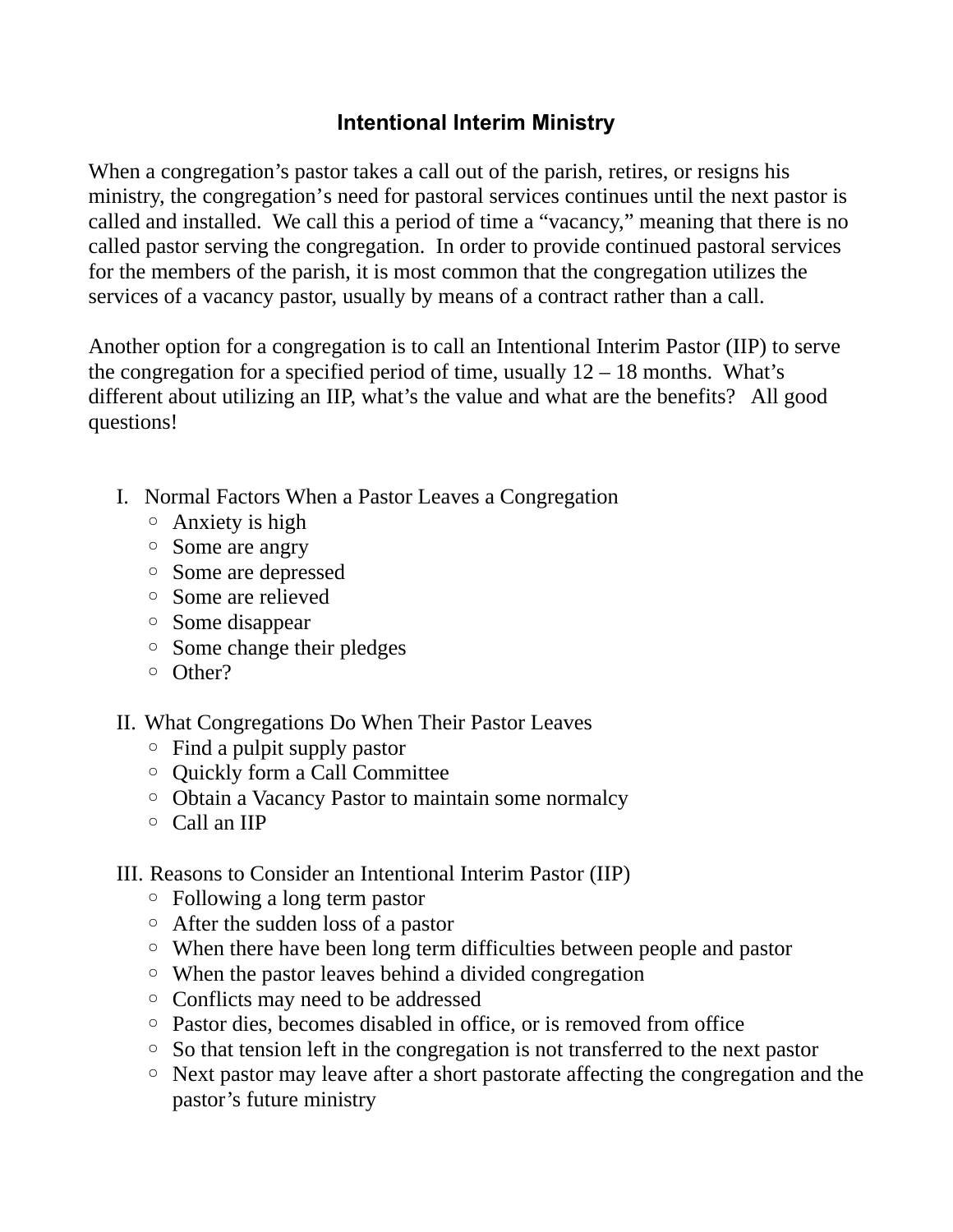# Intentional Interim Ministry

When a congregation's pastor takes a call out of the parish, retires, or resigns his ministry, the congregation's need for pastoral services continues until the next pastor is called and installed. We call this a period of time a "vacancy," meaning that there is no called pastor serving the congregation. In order to provide continued pastoral services for the members of the parish, it is most common that the congregation utilizes the services of a vacancy pastor, usually by means of a contract rather than a call.

Another option for a congregation is to call an Intentional Interim Pastor (IIP) to serve the congregation for a specified period of time, usually 12 – 18 months. What's different about utilizing an IIP, what's the value and what are the benefits? All good questions!

I. Normal Factors When a Pastor Leaves a Congregation
   - Anxiety is high
   - Some are angry
   - Some are depressed
   - Some are relieved
   - Some disappear
   - Some change their pledges
   - Other?

II. What Congregations Do When Their Pastor Leaves
   - Find a pulpit supply pastor
   - Quickly form a Call Committee
   - Obtain a Vacancy Pastor to maintain some normalcy
   - Call an IIP

III. Reasons to Consider an Intentional Interim Pastor (IIP)
   - Following a long term pastor
   - After the sudden loss of a pastor
   - When there have been long term difficulties between people and pastor
   - When the pastor leaves behind a divided congregation
   - Conflicts may need to be addressed
   - Pastor dies, becomes disabled in office, or is removed from office
   - So that tension left in the congregation is not transferred to the next pastor
   - Next pastor may leave after a short pastorate affecting the congregation and the pastor's future ministry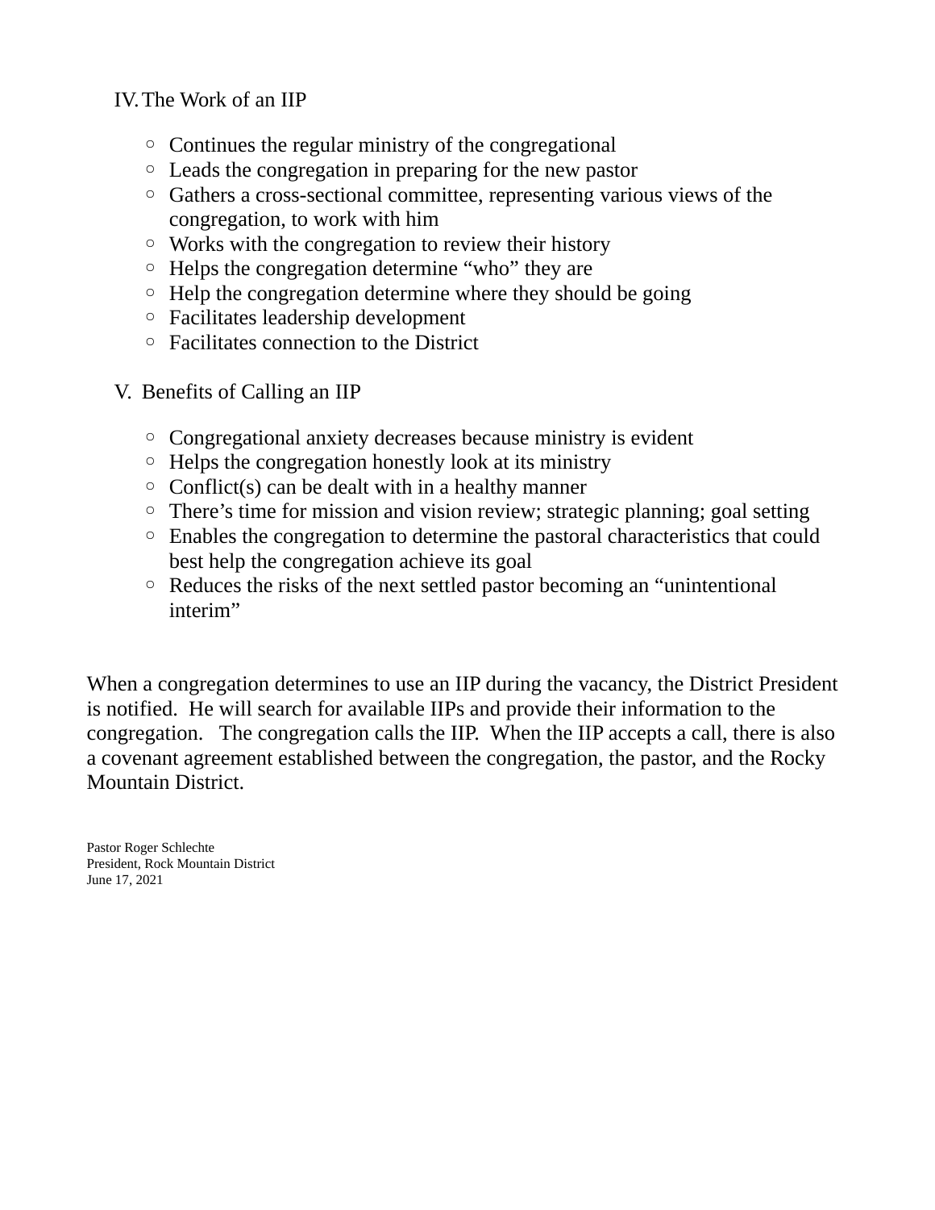IV. The Work of an IIP

- Continues the regular ministry of the congregational
- Leads the congregation in preparing for the new pastor
- Gathers a cross-sectional committee, representing various views of the congregation, to work with him
- Works with the congregation to review their history
- Helps the congregation determine “who” they are
- Help the congregation determine where they should be going
- Facilitates leadership development
- Facilitates connection to the District

V. Benefits of Calling an IIP

- Congregational anxiety decreases because ministry is evident
- Helps the congregation honestly look at its ministry
- Conflict(s) can be dealt with in a healthy manner
- There’s time for mission and vision review; strategic planning; goal setting
- Enables the congregation to determine the pastoral characteristics that could best help the congregation achieve its goal
- Reduces the risks of the next settled pastor becoming an “unintentional interim”

When a congregation determines to use an IIP during the vacancy, the District President is notified. He will search for available IIPs and provide their information to the congregation. The congregation calls the IIP. When the IIP accepts a call, there is also a covenant agreement established between the congregation, the pastor, and the Rocky Mountain District.

Pastor Roger Schlechte
President, Rock Mountain District
June 17, 2021